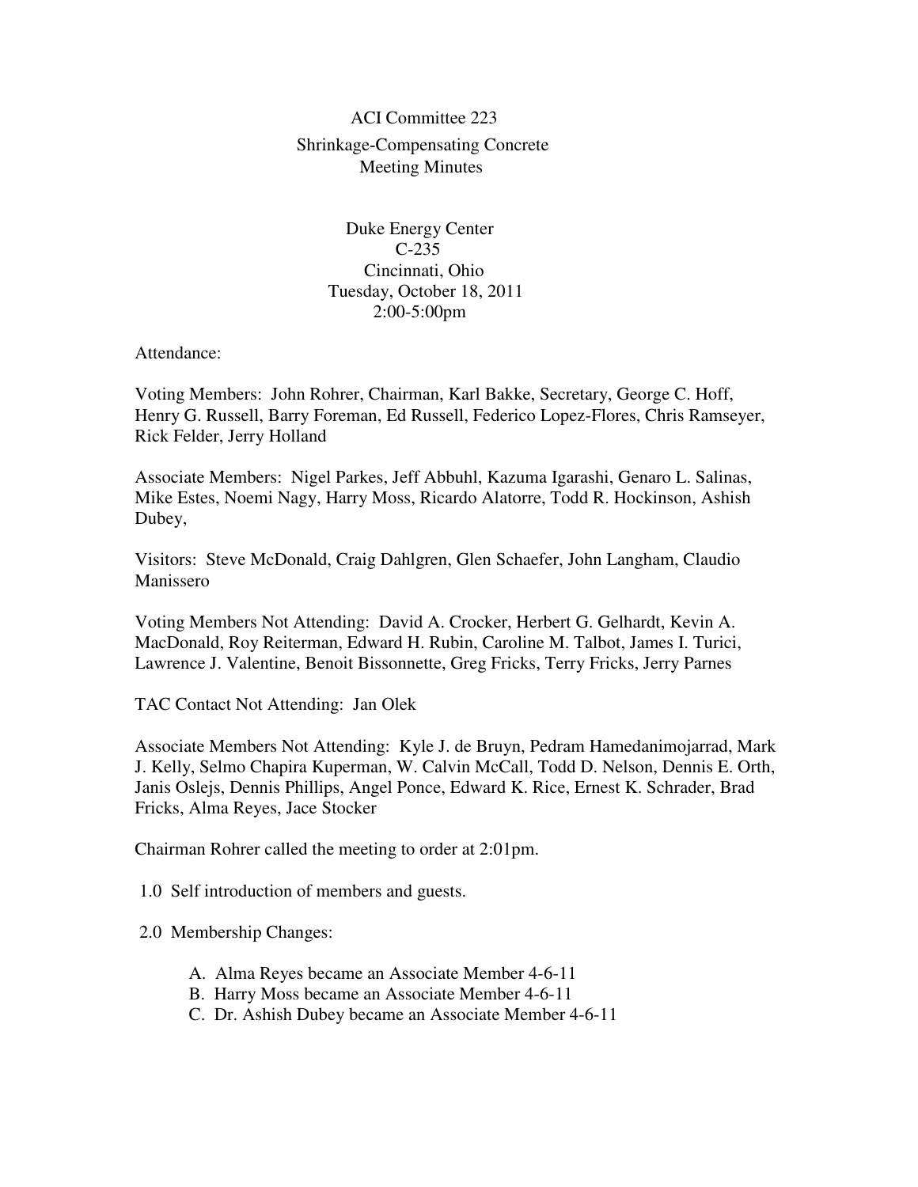ACI Committee 223

Shrinkage-Compensating Concrete

Meeting Minutes

Duke Energy Center

C-235

Cincinnati, Ohio

Tuesday, October 18, 2011

2:00-5:00pm

Attendance:

Voting Members: John Rohrer, Chairman, Karl Bakke, Secretary, George C. Hoff, Henry G. Russell, Barry Foreman, Ed Russell, Federico Lopez-Flores, Chris Ramseyer, Rick Felder, Jerry Holland

Associate Members: Nigel Parkes, Jeff Abbuhl, Kazuma Igarashi, Genaro L. Salinas, Mike Estes, Noemi Nagy, Harry Moss, Ricardo Alatorre, Todd R. Hockinson, Ashish Dubey,

Visitors: Steve McDonald, Craig Dahlgren, Glen Schaefer, John Langham, Claudio Manissero

Voting Members Not Attending: David A. Crocker, Herbert G. Gelhardt, Kevin A. MacDonald, Roy Reiterman, Edward H. Rubin, Caroline M. Talbot, James I. Turici, Lawrence J. Valentine, Benoit Bissonnette, Greg Fricks, Terry Fricks, Jerry Parnes

TAC Contact Not Attending: Jan Olek

Associate Members Not Attending: Kyle J. de Bruyn, Pedram Hamedanimojarrad, Mark J. Kelly, Selmo Chapira Kuperman, W. Calvin McCall, Todd D. Nelson, Dennis E. Orth, Janis Oslejs, Dennis Phillips, Angel Ponce, Edward K. Rice, Ernest K. Schrader, Brad Fricks, Alma Reyes, Jace Stocker

Chairman Rohrer called the meeting to order at 2:01pm.

1.0 Self introduction of members and guests.

2.0 Membership Changes:

A. Alma Reyes became an Associate Member 4-6-11
B. Harry Moss became an Associate Member 4-6-11
C. Dr. Ashish Dubey became an Associate Member 4-6-11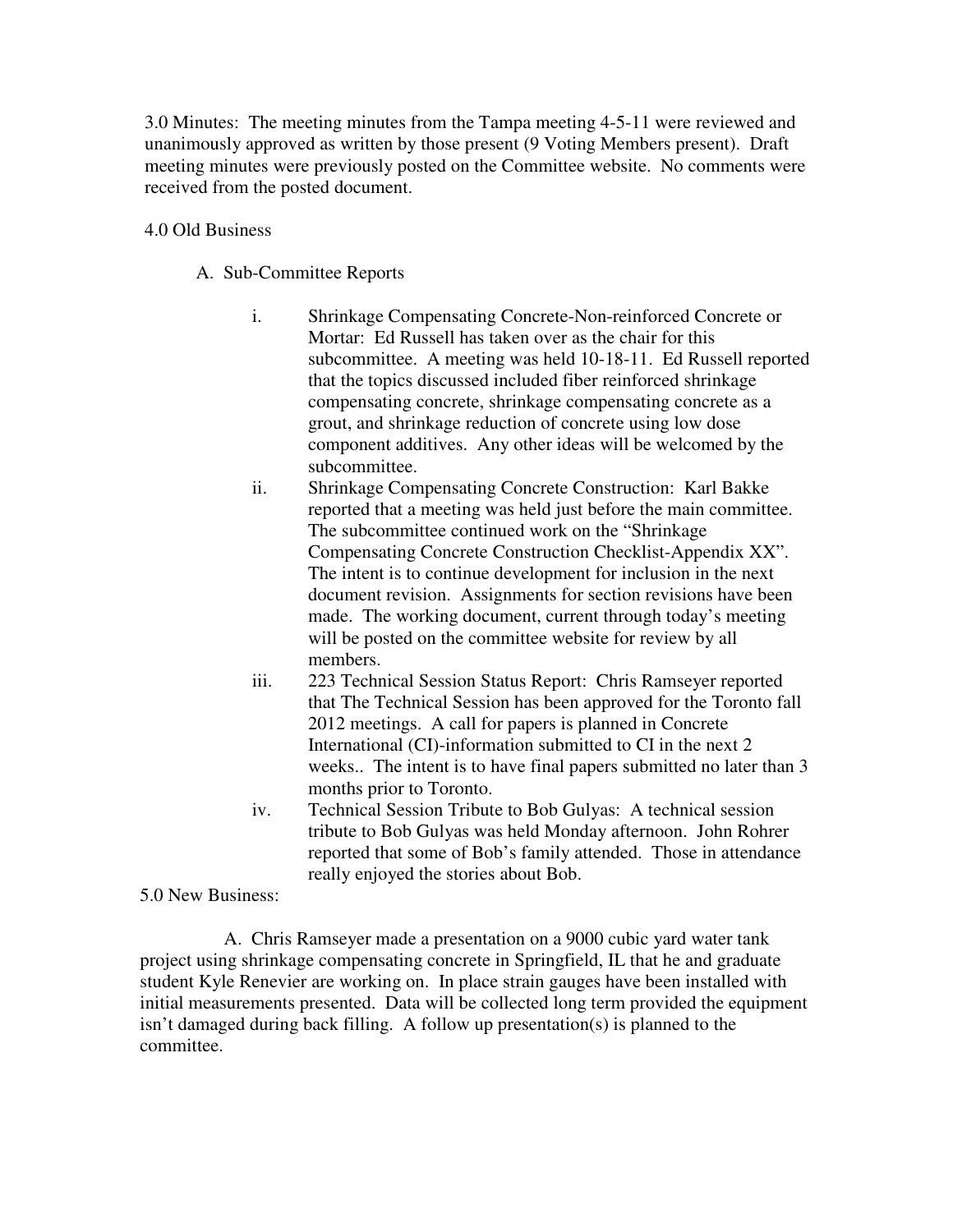3.0 Minutes: The meeting minutes from the Tampa meeting 4-5-11 were reviewed and unanimously approved as written by those present (9 Voting Members present). Draft meeting minutes were previously posted on the Committee website. No comments were received from the posted document.

4.0 Old Business

A. Sub-Committee Reports

i. Shrinkage Compensating Concrete-Non-reinforced Concrete or Mortar: Ed Russell has taken over as the chair for this subcommittee. A meeting was held 10-18-11. Ed Russell reported that the topics discussed included fiber reinforced shrinkage compensating concrete, shrinkage compensating concrete as a grout, and shrinkage reduction of concrete using low dose component additives. Any other ideas will be welcomed by the subcommittee.

ii. Shrinkage Compensating Concrete Construction: Karl Bakke reported that a meeting was held just before the main committee. The subcommittee continued work on the "Shrinkage Compensating Concrete Construction Checklist-Appendix XX". The intent is to continue development for inclusion in the next document revision. Assignments for section revisions have been made. The working document, current through today's meeting will be posted on the committee website for review by all members.

iii. 223 Technical Session Status Report: Chris Ramseyer reported that The Technical Session has been approved for the Toronto fall 2012 meetings. A call for papers is planned in Concrete International (CI)-information submitted to CI in the next 2 weeks.. The intent is to have final papers submitted no later than 3 months prior to Toronto.

iv. Technical Session Tribute to Bob Gulyas: A technical session tribute to Bob Gulyas was held Monday afternoon. John Rohrer reported that some of Bob's family attended. Those in attendance really enjoyed the stories about Bob.

5.0 New Business:

A. Chris Ramseyer made a presentation on a 9000 cubic yard water tank project using shrinkage compensating concrete in Springfield, IL that he and graduate student Kyle Renevier are working on. In place strain gauges have been installed with initial measurements presented. Data will be collected long term provided the equipment isn't damaged during back filling. A follow up presentation(s) is planned to the committee.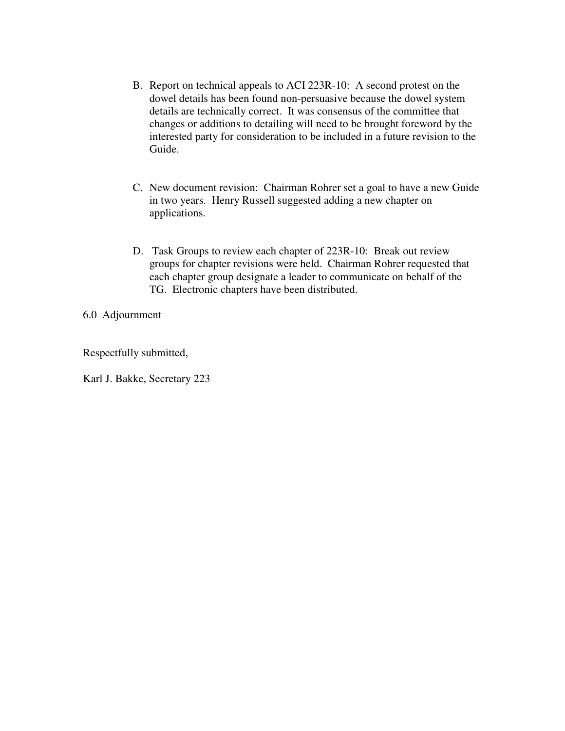B. Report on technical appeals to ACI 223R-10: A second protest on the dowel details has been found non-persuasive because the dowel system details are technically correct. It was consensus of the committee that changes or additions to detailing will need to be brought foreword by the interested party for consideration to be included in a future revision to the Guide.

C. New document revision: Chairman Rohrer set a goal to have a new Guide in two years. Henry Russell suggested adding a new chapter on applications.

D. Task Groups to review each chapter of 223R-10: Break out review groups for chapter revisions were held. Chairman Rohrer requested that each chapter group designate a leader to communicate on behalf of the TG. Electronic chapters have been distributed.

6.0 Adjournment

Respectfully submitted,

Karl J. Bakke, Secretary 223